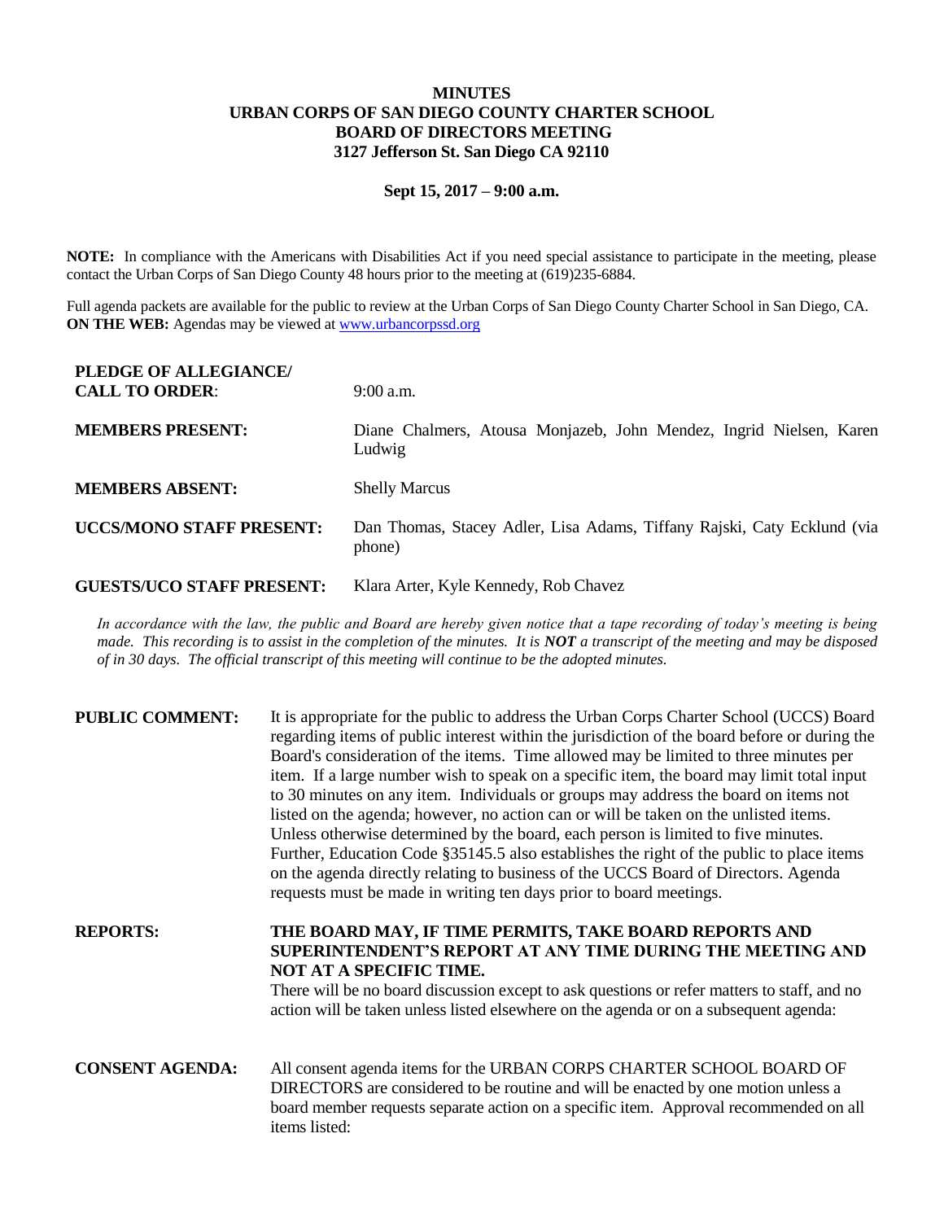# MINUTES
# URBAN CORPS OF SAN DIEGO COUNTY CHARTER SCHOOL
# BOARD OF DIRECTORS MEETING
# 3127 Jefferson St. San Diego CA 92110

**Sept 15, 2017 – 9:00 a.m.**

**NOTE:** In compliance with the Americans with Disabilities Act if you need special assistance to participate in the meeting, please contact the Urban Corps of San Diego County 48 hours prior to the meeting at (619)235-6884.

Full agenda packets are available for the public to review at the Urban Corps of San Diego County Charter School in San Diego, CA.
**ON THE WEB:** Agendas may be viewed at www.urbancorpssd.org

**PLEDGE OF ALLEGIANCE/ CALL TO ORDER**: 9:00 a.m.

**MEMBERS PRESENT:** Diane Chalmers, Atousa Monjazeb, John Mendez, Ingrid Nielsen, Karen Ludwig

**MEMBERS ABSENT:** Shelly Marcus

**UCCS/MONO STAFF PRESENT:** Dan Thomas, Stacey Adler, Lisa Adams, Tiffany Rajski, Caty Ecklund (via phone)

**GUESTS/UCO STAFF PRESENT:** Klara Arter, Kyle Kennedy, Rob Chavez

*In accordance with the law, the public and Board are hereby given notice that a tape recording of today's meeting is being made. This recording is to assist in the completion of the minutes. It is **NOT** a transcript of the meeting and may be disposed of in 30 days. The official transcript of this meeting will continue to be the adopted minutes.*

**PUBLIC COMMENT:** It is appropriate for the public to address the Urban Corps Charter School (UCCS) Board regarding items of public interest within the jurisdiction of the board before or during the Board's consideration of the items. Time allowed may be limited to three minutes per item. If a large number wish to speak on a specific item, the board may limit total input to 30 minutes on any item. Individuals or groups may address the board on items not listed on the agenda; however, no action can or will be taken on the unlisted items. Unless otherwise determined by the board, each person is limited to five minutes. Further, Education Code §35145.5 also establishes the right of the public to place items on the agenda directly relating to business of the UCCS Board of Directors. Agenda requests must be made in writing ten days prior to board meetings.

**REPORTS:** **THE BOARD MAY, IF TIME PERMITS, TAKE BOARD REPORTS AND SUPERINTENDENT'S REPORT AT ANY TIME DURING THE MEETING AND NOT AT A SPECIFIC TIME.**
There will be no board discussion except to ask questions or refer matters to staff, and no action will be taken unless listed elsewhere on the agenda or on a subsequent agenda:

**CONSENT AGENDA:** All consent agenda items for the URBAN CORPS CHARTER SCHOOL BOARD OF DIRECTORS are considered to be routine and will be enacted by one motion unless a board member requests separate action on a specific item. Approval recommended on all items listed: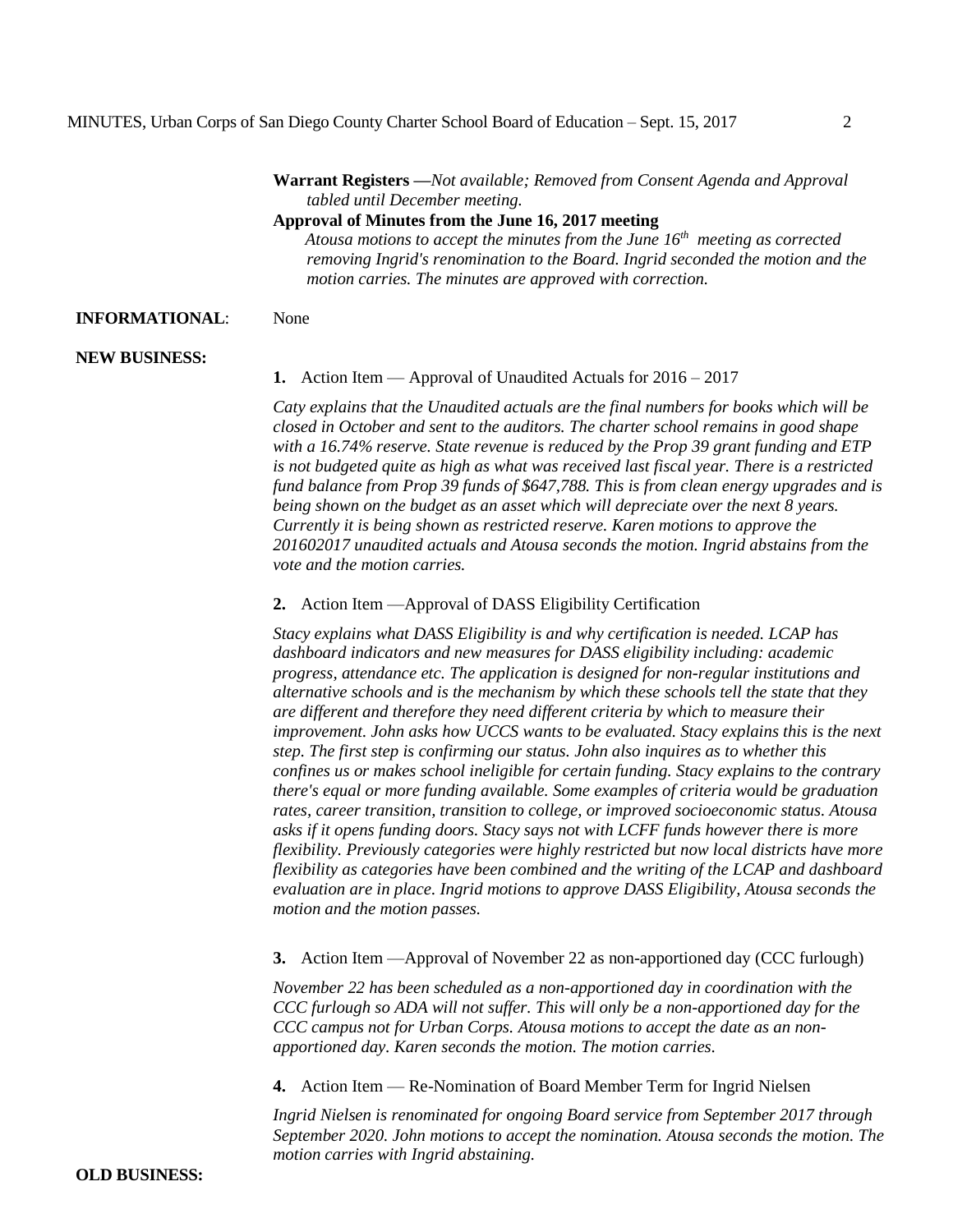**Warrant Registers —***Not available; Removed from Consent Agenda and Approval tabled until December meeting.*

**Approval of Minutes from the June 16, 2017 meeting**

*Atousa motions to accept the minutes from the June 16th meeting as corrected removing Ingrid's renomination to the Board. Ingrid seconded the motion and the motion carries. The minutes are approved with correction.*

**INFORMATIONAL**: None

**NEW BUSINESS:**

**1.** Action Item — Approval of Unaudited Actuals for 2016 – 2017

*Caty explains that the Unaudited actuals are the final numbers for books which will be closed in October and sent to the auditors. The charter school remains in good shape with a 16.74% reserve. State revenue is reduced by the Prop 39 grant funding and ETP is not budgeted quite as high as what was received last fiscal year. There is a restricted fund balance from Prop 39 funds of $647,788. This is from clean energy upgrades and is being shown on the budget as an asset which will depreciate over the next 8 years. Currently it is being shown as restricted reserve. Karen motions to approve the 201602017 unaudited actuals and Atousa seconds the motion. Ingrid abstains from the vote and the motion carries.*

**2.** Action Item —Approval of DASS Eligibility Certification

*Stacy explains what DASS Eligibility is and why certification is needed. LCAP has dashboard indicators and new measures for DASS eligibility including: academic progress, attendance etc. The application is designed for non-regular institutions and alternative schools and is the mechanism by which these schools tell the state that they are different and therefore they need different criteria by which to measure their improvement. John asks how UCCS wants to be evaluated. Stacy explains this is the next step. The first step is confirming our status. John also inquires as to whether this confines us or makes school ineligible for certain funding. Stacy explains to the contrary there's equal or more funding available. Some examples of criteria would be graduation rates, career transition, transition to college, or improved socioeconomic status. Atousa asks if it opens funding doors. Stacy says not with LCFF funds however there is more flexibility. Previously categories were highly restricted but now local districts have more flexibility as categories have been combined and the writing of the LCAP and dashboard evaluation are in place. Ingrid motions to approve DASS Eligibility, Atousa seconds the motion and the motion passes.*

**3.** Action Item —Approval of November 22 as non-apportioned day (CCC furlough)

*November 22 has been scheduled as a non-apportioned day in coordination with the CCC furlough so ADA will not suffer. This will only be a non-apportioned day for the CCC campus not for Urban Corps. Atousa motions to accept the date as an non-apportioned day. Karen seconds the motion. The motion carries.*

**4.** Action Item — Re-Nomination of Board Member Term for Ingrid Nielsen

*Ingrid Nielsen is renominated for ongoing Board service from September 2017 through September 2020. John motions to accept the nomination. Atousa seconds the motion. The motion carries with Ingrid abstaining.*

**OLD BUSINESS:**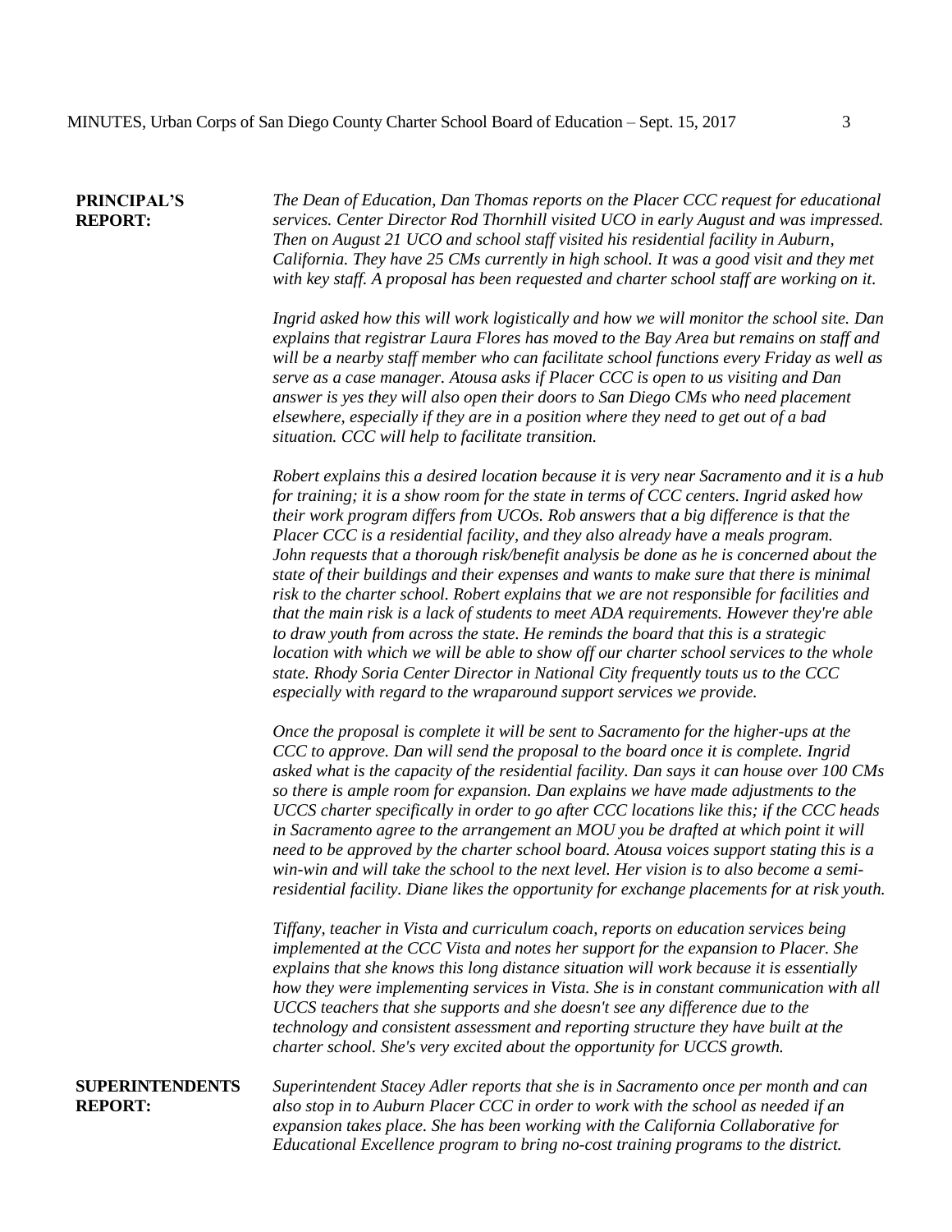**PRINCIPAL'S REPORT:**

*The Dean of Education, Dan Thomas reports on the Placer CCC request for educational services. Center Director Rod Thornhill visited UCO in early August and was impressed. Then on August 21 UCO and school staff visited his residential facility in Auburn, California. They have 25 CMs currently in high school. It was a good visit and they met with key staff. A proposal has been requested and charter school staff are working on it.*

*Ingrid asked how this will work logistically and how we will monitor the school site. Dan explains that registrar Laura Flores has moved to the Bay Area but remains on staff and will be a nearby staff member who can facilitate school functions every Friday as well as serve as a case manager. Atousa asks if Placer CCC is open to us visiting and Dan answer is yes they will also open their doors to San Diego CMs who need placement elsewhere, especially if they are in a position where they need to get out of a bad situation. CCC will help to facilitate transition.*

*Robert explains this a desired location because it is very near Sacramento and it is a hub for training; it is a show room for the state in terms of CCC centers. Ingrid asked how their work program differs from UCOs. Rob answers that a big difference is that the Placer CCC is a residential facility, and they also already have a meals program. John requests that a thorough risk/benefit analysis be done as he is concerned about the state of their buildings and their expenses and wants to make sure that there is minimal risk to the charter school. Robert explains that we are not responsible for facilities and that the main risk is a lack of students to meet ADA requirements. However they're able to draw youth from across the state. He reminds the board that this is a strategic location with which we will be able to show off our charter school services to the whole state. Rhody Soria Center Director in National City frequently touts us to the CCC especially with regard to the wraparound support services we provide.*

*Once the proposal is complete it will be sent to Sacramento for the higher-ups at the CCC to approve. Dan will send the proposal to the board once it is complete. Ingrid asked what is the capacity of the residential facility. Dan says it can house over 100 CMs so there is ample room for expansion. Dan explains we have made adjustments to the UCCS charter specifically in order to go after CCC locations like this; if the CCC heads in Sacramento agree to the arrangement an MOU you be drafted at which point it will need to be approved by the charter school board. Atousa voices support stating this is a win-win and will take the school to the next level. Her vision is to also become a semi-residential facility. Diane likes the opportunity for exchange placements for at risk youth.*

*Tiffany, teacher in Vista and curriculum coach, reports on education services being implemented at the CCC Vista and notes her support for the expansion to Placer. She explains that she knows this long distance situation will work because it is essentially how they were implementing services in Vista. She is in constant communication with all UCCS teachers that she supports and she doesn't see any difference due to the technology and consistent assessment and reporting structure they have built at the charter school. She's very excited about the opportunity for UCCS growth.*

**SUPERINTENDENTS REPORT:**

*Superintendent Stacey Adler reports that she is in Sacramento once per month and can also stop in to Auburn Placer CCC in order to work with the school as needed if an expansion takes place. She has been working with the California Collaborative for Educational Excellence program to bring no-cost training programs to the district.*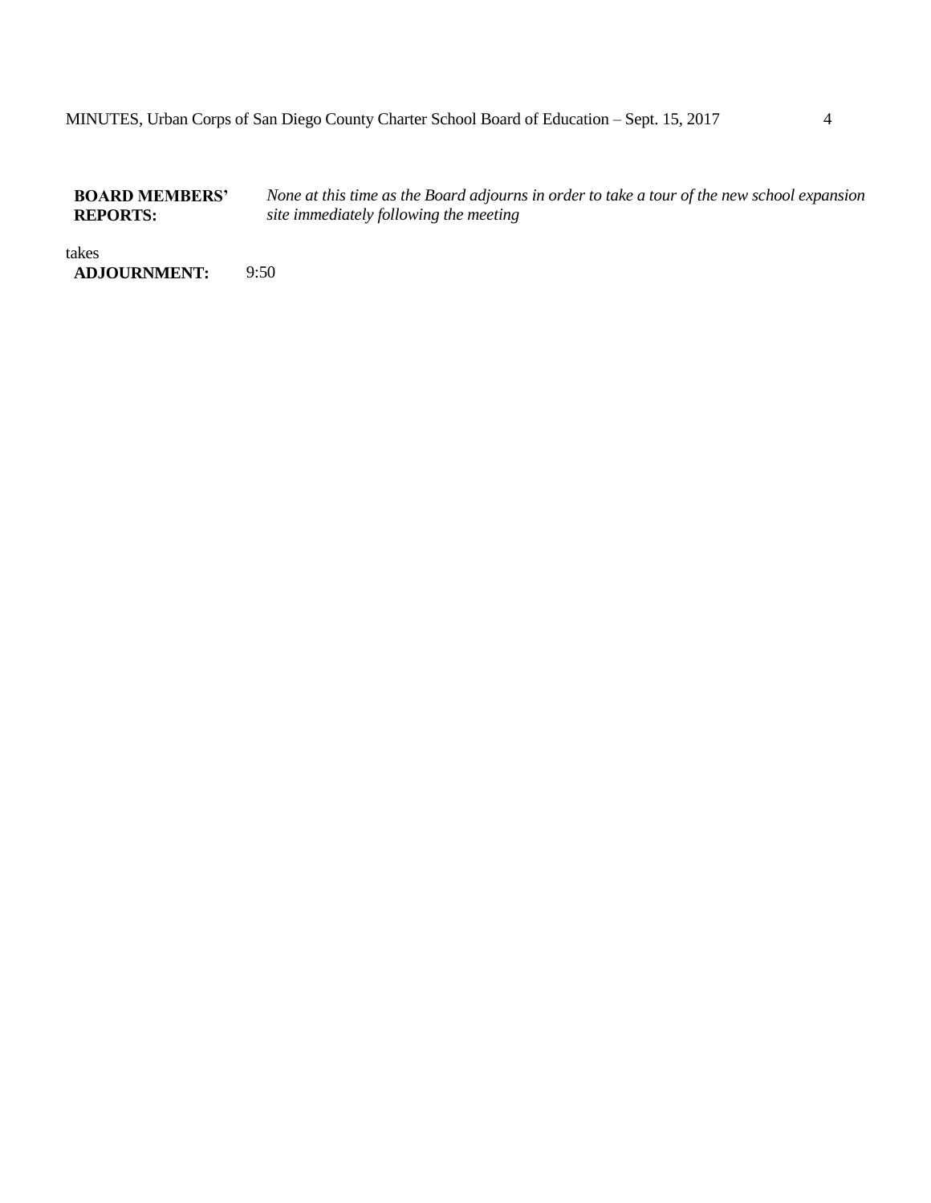**BOARD MEMBERS' REPORTS:** *None at this time as the Board adjourns in order to take a tour of the new school expansion site immediately following the meeting*

takes

**ADJOURNMENT:** 9:50